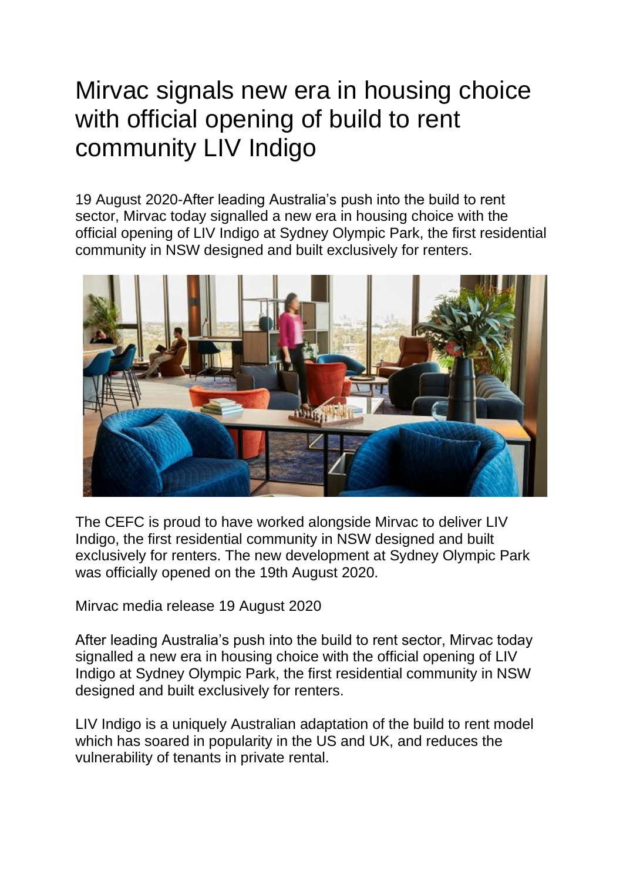# Mirvac signals new era in housing choice with official opening of build to rent community LIV Indigo

19 August 2020-After leading Australia's push into the build to rent sector, Mirvac today signalled a new era in housing choice with the official opening of LIV Indigo at Sydney Olympic Park, the first residential community in NSW designed and built exclusively for renters.

The CEFC is proud to have worked alongside Mirvac to deliver LIV Indigo, the first residential community in NSW designed and built exclusively for renters. The new development at Sydney Olympic Park was officially opened on the 19th August 2020.

Mirvac media release 19 August 2020

After leading Australia's push into the build to rent sector, Mirvac today signalled a new era in housing choice with the official opening of LIV Indigo at Sydney Olympic Park, the first residential community in NSW designed and built exclusively for renters.

LIV Indigo is a uniquely Australian adaptation of the build to rent model which has soared in popularity in the US and UK, and reduces the vulnerability of tenants in private rental.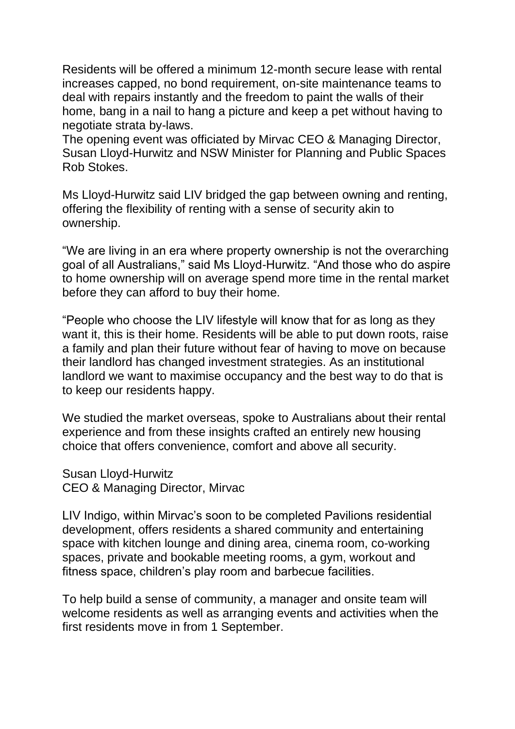Residents will be offered a minimum 12-month secure lease with rental increases capped, no bond requirement, on-site maintenance teams to deal with repairs instantly and the freedom to paint the walls of their home, bang in a nail to hang a picture and keep a pet without having to negotiate strata by-laws.
The opening event was officiated by Mirvac CEO & Managing Director, Susan Lloyd-Hurwitz and NSW Minister for Planning and Public Spaces Rob Stokes.

Ms Lloyd-Hurwitz said LIV bridged the gap between owning and renting, offering the flexibility of renting with a sense of security akin to ownership.

“We are living in an era where property ownership is not the overarching goal of all Australians,” said Ms Lloyd-Hurwitz. “And those who do aspire to home ownership will on average spend more time in the rental market before they can afford to buy their home.

“People who choose the LIV lifestyle will know that for as long as they want it, this is their home. Residents will be able to put down roots, raise a family and plan their future without fear of having to move on because their landlord has changed investment strategies. As an institutional landlord we want to maximise occupancy and the best way to do that is to keep our residents happy.

We studied the market overseas, spoke to Australians about their rental experience and from these insights crafted an entirely new housing choice that offers convenience, comfort and above all security.

Susan Lloyd-Hurwitz
CEO & Managing Director, Mirvac

LIV Indigo, within Mirvac’s soon to be completed Pavilions residential development, offers residents a shared community and entertaining space with kitchen lounge and dining area, cinema room, co-working spaces, private and bookable meeting rooms, a gym, workout and fitness space, children’s play room and barbecue facilities.

To help build a sense of community, a manager and onsite team will welcome residents as well as arranging events and activities when the first residents move in from 1 September.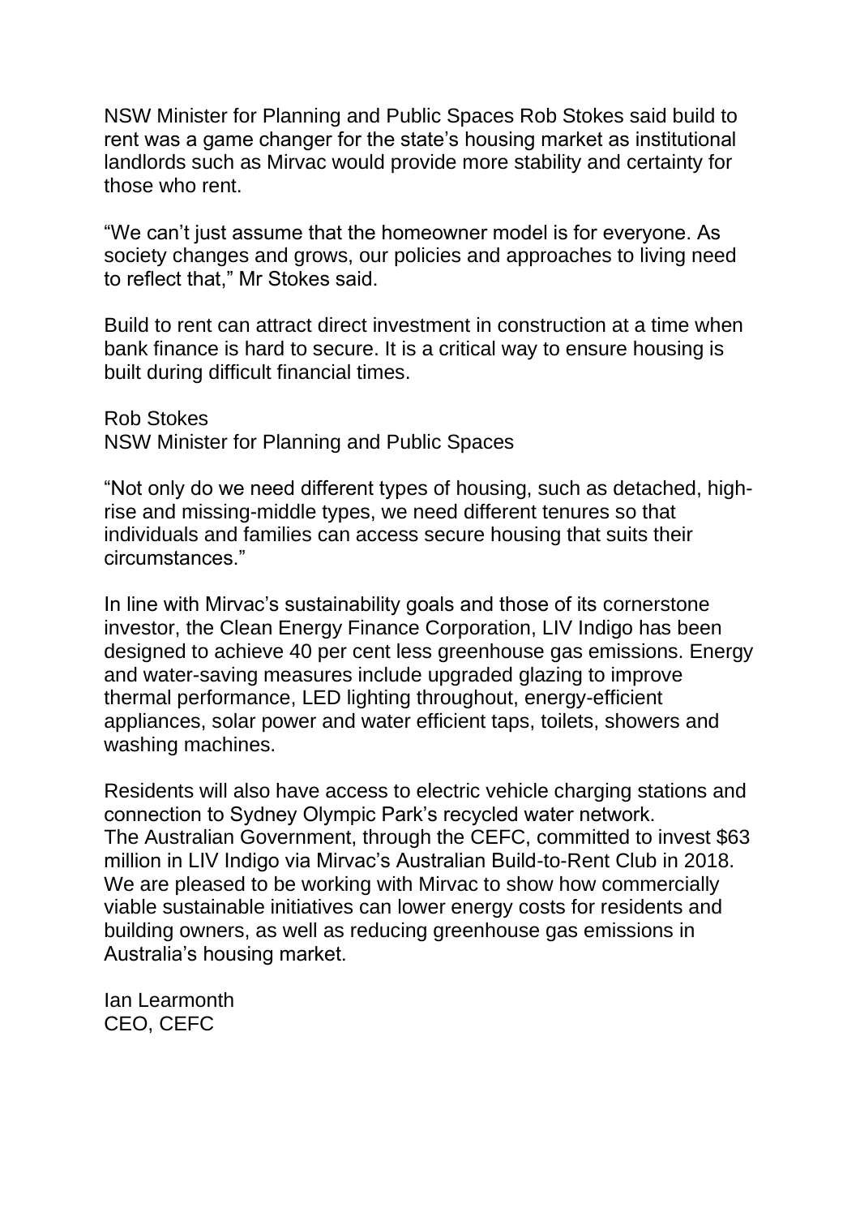NSW Minister for Planning and Public Spaces Rob Stokes said build to rent was a game changer for the state's housing market as institutional landlords such as Mirvac would provide more stability and certainty for those who rent.

"We can't just assume that the homeowner model is for everyone. As society changes and grows, our policies and approaches to living need to reflect that," Mr Stokes said.

Build to rent can attract direct investment in construction at a time when bank finance is hard to secure. It is a critical way to ensure housing is built during difficult financial times.

Rob Stokes
NSW Minister for Planning and Public Spaces

"Not only do we need different types of housing, such as detached, high-rise and missing-middle types, we need different tenures so that individuals and families can access secure housing that suits their circumstances."

In line with Mirvac's sustainability goals and those of its cornerstone investor, the Clean Energy Finance Corporation, LIV Indigo has been designed to achieve 40 per cent less greenhouse gas emissions. Energy and water-saving measures include upgraded glazing to improve thermal performance, LED lighting throughout, energy-efficient appliances, solar power and water efficient taps, toilets, showers and washing machines.

Residents will also have access to electric vehicle charging stations and connection to Sydney Olympic Park's recycled water network.
The Australian Government, through the CEFC, committed to invest $63 million in LIV Indigo via Mirvac's Australian Build-to-Rent Club in 2018.
We are pleased to be working with Mirvac to show how commercially viable sustainable initiatives can lower energy costs for residents and building owners, as well as reducing greenhouse gas emissions in Australia's housing market.

Ian Learmonth
CEO, CEFC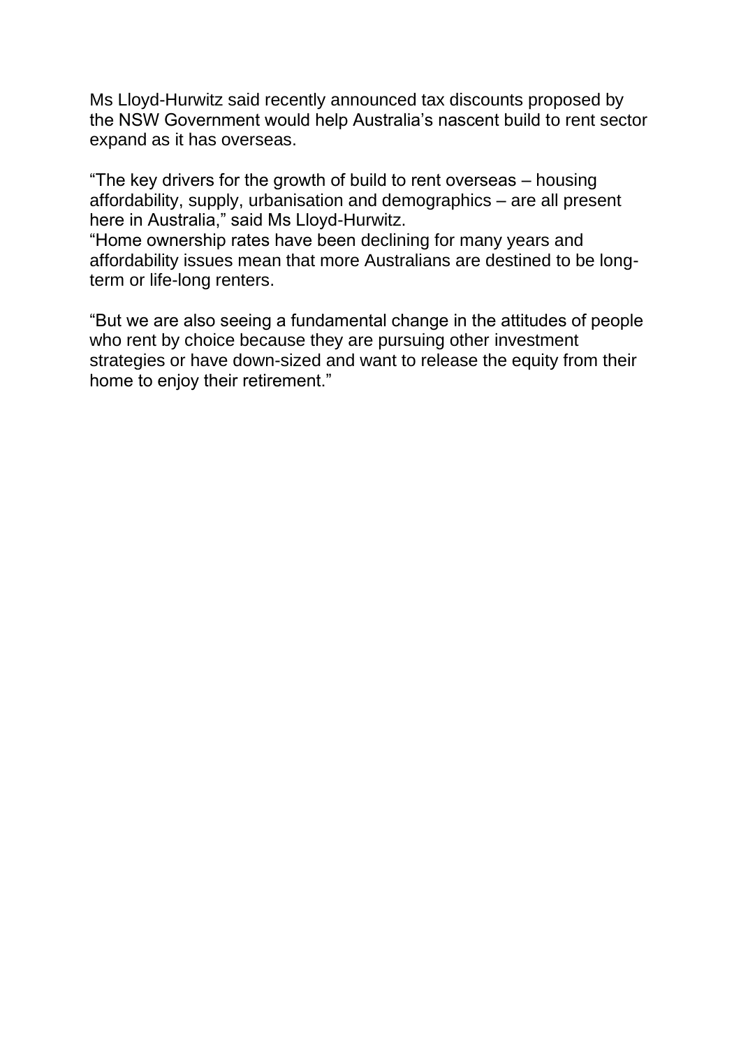Ms Lloyd-Hurwitz said recently announced tax discounts proposed by the NSW Government would help Australia's nascent build to rent sector expand as it has overseas.

"The key drivers for the growth of build to rent overseas – housing affordability, supply, urbanisation and demographics – are all present here in Australia," said Ms Lloyd-Hurwitz.

"Home ownership rates have been declining for many years and affordability issues mean that more Australians are destined to be long-term or life-long renters.

"But we are also seeing a fundamental change in the attitudes of people who rent by choice because they are pursuing other investment strategies or have down-sized and want to release the equity from their home to enjoy their retirement."